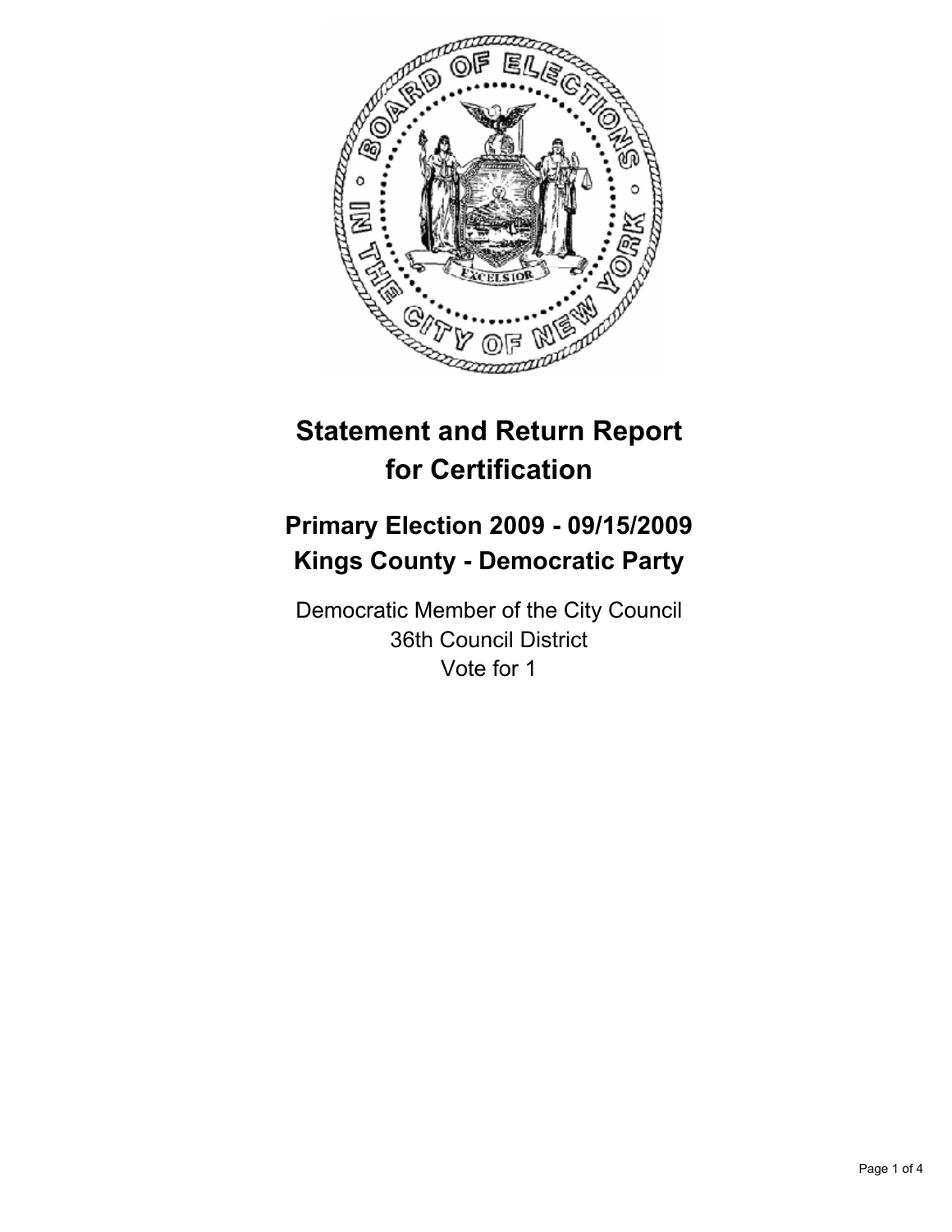# Statement and Return Report for Certification

## Primary Election 2009 - 09/15/2009
## Kings County - Democratic Party

Democratic Member of the City Council
36th Council District
Vote for 1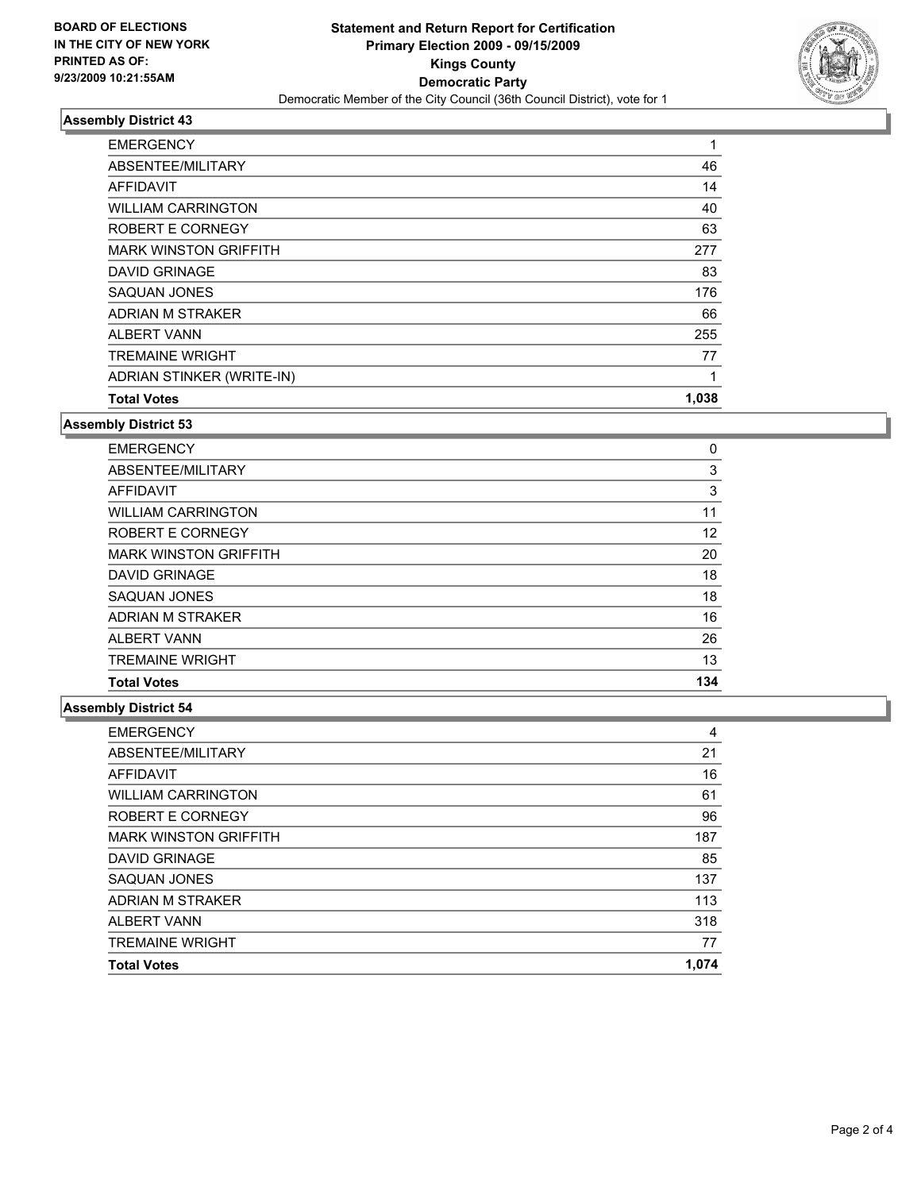**BOARD OF ELECTIONS IN THE CITY OF NEW YORK PRINTED AS OF: 9/23/2009 10:21:55AM**

**Statement and Return Report for Certification**
**Primary Election 2009 - 09/15/2009**
**Kings County**
**Democratic Party**
Democratic Member of the City Council (36th Council District), vote for 1

### Assembly District 43

| | |
|---|---|
| EMERGENCY | 1 |
| ABSENTEE/MILITARY | 46 |
| AFFIDAVIT | 14 |
| WILLIAM CARRINGTON | 40 |
| ROBERT E CORNEGY | 63 |
| MARK WINSTON GRIFFITH | 277 |
| DAVID GRINAGE | 83 |
| SAQUAN JONES | 176 |
| ADRIAN M STRAKER | 66 |
| ALBERT VANN | 255 |
| TREMAINE WRIGHT | 77 |
| ADRIAN STINKER (WRITE-IN) | 1 |
| **Total Votes** | **1,038** |

### Assembly District 53

| | |
|---|---|
| EMERGENCY | 0 |
| ABSENTEE/MILITARY | 3 |
| AFFIDAVIT | 3 |
| WILLIAM CARRINGTON | 11 |
| ROBERT E CORNEGY | 12 |
| MARK WINSTON GRIFFITH | 20 |
| DAVID GRINAGE | 18 |
| SAQUAN JONES | 18 |
| ADRIAN M STRAKER | 16 |
| ALBERT VANN | 26 |
| TREMAINE WRIGHT | 13 |
| **Total Votes** | **134** |

### Assembly District 54

| | |
|---|---|
| EMERGENCY | 4 |
| ABSENTEE/MILITARY | 21 |
| AFFIDAVIT | 16 |
| WILLIAM CARRINGTON | 61 |
| ROBERT E CORNEGY | 96 |
| MARK WINSTON GRIFFITH | 187 |
| DAVID GRINAGE | 85 |
| SAQUAN JONES | 137 |
| ADRIAN M STRAKER | 113 |
| ALBERT VANN | 318 |
| TREMAINE WRIGHT | 77 |
| **Total Votes** | **1,074** |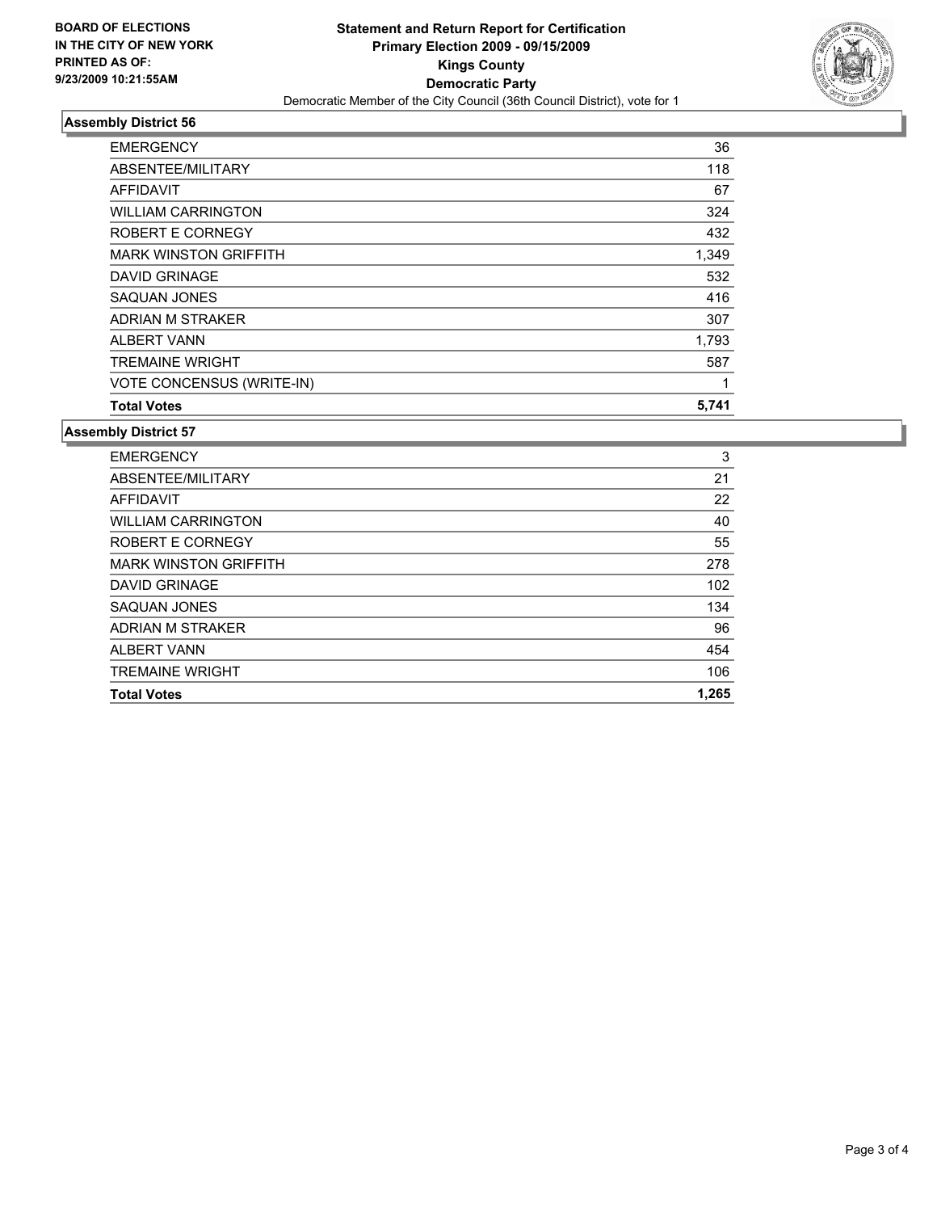BOARD OF ELECTIONS
IN THE CITY OF NEW YORK
PRINTED AS OF:
9/23/2009 10:21:55AM

**Statement and Return Report for Certification**
**Primary Election 2009 - 09/15/2009**
**Kings County**
**Democratic Party**
Democratic Member of the City Council (36th Council District), vote for 1

### Assembly District 56

| | |
|---|---|
| EMERGENCY | 36 |
| ABSENTEE/MILITARY | 118 |
| AFFIDAVIT | 67 |
| WILLIAM CARRINGTON | 324 |
| ROBERT E CORNEGY | 432 |
| MARK WINSTON GRIFFITH | 1,349 |
| DAVID GRINAGE | 532 |
| SAQUAN JONES | 416 |
| ADRIAN M STRAKER | 307 |
| ALBERT VANN | 1,793 |
| TREMAINE WRIGHT | 587 |
| VOTE CONCENSUS (WRITE-IN) | 1 |
| **Total Votes** | **5,741** |

### Assembly District 57

| | |
|---|---|
| EMERGENCY | 3 |
| ABSENTEE/MILITARY | 21 |
| AFFIDAVIT | 22 |
| WILLIAM CARRINGTON | 40 |
| ROBERT E CORNEGY | 55 |
| MARK WINSTON GRIFFITH | 278 |
| DAVID GRINAGE | 102 |
| SAQUAN JONES | 134 |
| ADRIAN M STRAKER | 96 |
| ALBERT VANN | 454 |
| TREMAINE WRIGHT | 106 |
| **Total Votes** | **1,265** |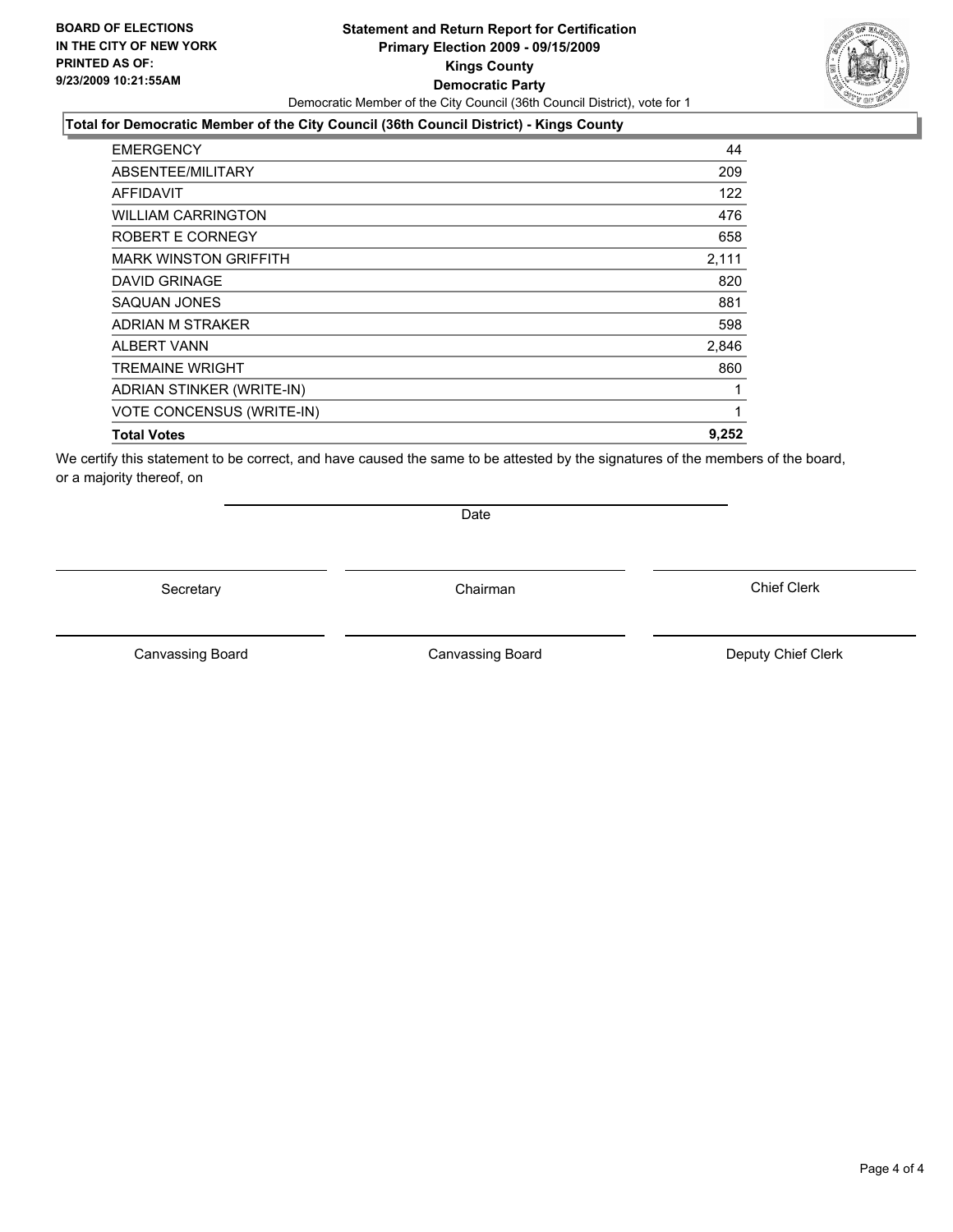**BOARD OF ELECTIONS**
**IN THE CITY OF NEW YORK**
**PRINTED AS OF:**
**9/23/2009 10:21:55AM**

**Statement and Return Report for Certification**
**Primary Election 2009 - 09/15/2009**
**Kings County**
**Democratic Party**
Democratic Member of the City Council (36th Council District), vote for 1

### Total for Democratic Member of the City Council (36th Council District) - Kings County

| | |
|---|---|
| EMERGENCY | 44 |
| ABSENTEE/MILITARY | 209 |
| AFFIDAVIT | 122 |
| WILLIAM CARRINGTON | 476 |
| ROBERT E CORNEGY | 658 |
| MARK WINSTON GRIFFITH | 2,111 |
| DAVID GRINAGE | 820 |
| SAQUAN JONES | 881 |
| ADRIAN M STRAKER | 598 |
| ALBERT VANN | 2,846 |
| TREMAINE WRIGHT | 860 |
| ADRIAN STINKER (WRITE-IN) | 1 |
| VOTE CONCENSUS (WRITE-IN) | 1 |
| **Total Votes** | **9,252** |

We certify this statement to be correct, and have caused the same to be attested by the signatures of the members of the board, or a majority thereof, on

Date

Secretary

Chairman

Chief Clerk

Canvassing Board

Canvassing Board

Deputy Chief Clerk